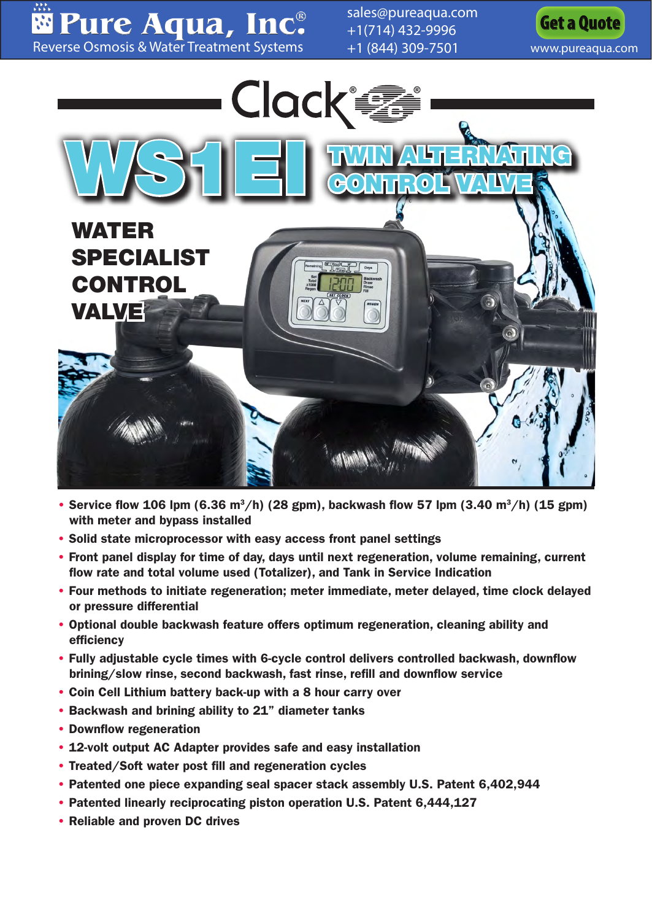# Pure Aqua, Inc.®

Reverse Osmosis & Water Treatment Systems

sales@pureaqua.com
+1(714) 432-9996
+1 (844) 309-7501

Get a Quote

www.pureaqua.com

Clack®

# WS1EI TWIN ALTERNATING CONTROL VALVE

## WATER SPECIALIST CONTROL VALVE

- Service flow 106 lpm (6.36 $m^3$/h) (28 gpm), backwash flow 57 lpm (3.40 $m^3$/h) (15 gpm) with meter and bypass installed
- Solid state microprocessor with easy access front panel settings
- Front panel display for time of day, days until next regeneration, volume remaining, current flow rate and total volume used (Totalizer), and Tank in Service Indication
- Four methods to initiate regeneration; meter immediate, meter delayed, time clock delayed or pressure differential
- Optional double backwash feature offers optimum regeneration, cleaning ability and efficiency
- Fully adjustable cycle times with 6-cycle control delivers controlled backwash, downflow brining/slow rinse, second backwash, fast rinse, refill and downflow service
- Coin Cell Lithium battery back-up with a 8 hour carry over
- Backwash and brining ability to 21" diameter tanks
- Downflow regeneration
- 12-volt output AC Adapter provides safe and easy installation
- Treated/Soft water post fill and regeneration cycles
- Patented one piece expanding seal spacer stack assembly U.S. Patent 6,402,944
- Patented linearly reciprocating piston operation U.S. Patent 6,444,127
- Reliable and proven DC drives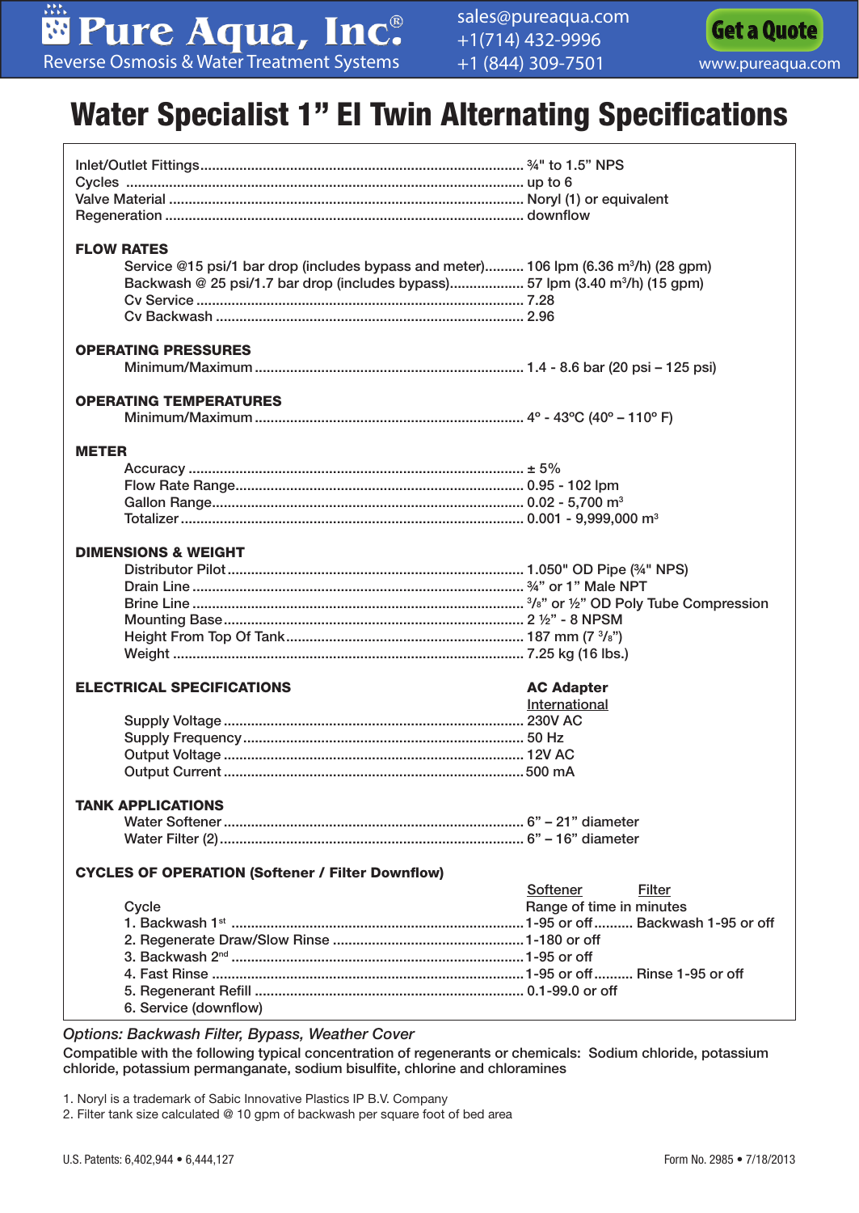# Water Specialist 1" EI Twin Alternating Specifications

| | |
|---|---|
| Inlet/Outlet Fittings | ¾" to 1.5" NPS |
| Cycles | up to 6 |
| Valve Material | Noryl (1) or equivalent |
| Regeneration | downflow |

**FLOW RATES**

| | |
|---|---|
| Service @15 psi/1 bar drop (includes bypass and meter) | 106 lpm (6.36 $m^3$/h) (28 gpm) |
| Backwash @ 25 psi/1.7 bar drop (includes bypass) | 57 lpm (3.40 $m^3$/h) (15 gpm) |
| Cv Service | 7.28 |
| Cv Backwash | 2.96 |

**OPERATING PRESSURES**

| | |
|---|---|
| Minimum/Maximum | 1.4 - 8.6 bar (20 psi – 125 psi) |

**OPERATING TEMPERATURES**

| | |
|---|---|
| Minimum/Maximum | 4° - 43°C (40° – 110° F) |

**METER**

| | |
|---|---|
| Accuracy | ± 5% |
| Flow Rate Range | 0.95 - 102 lpm |
| Gallon Range | 0.02 - 5,700 $m^3$ |
| Totalizer | 0.001 - 9,999,000 $m^3$ |

**DIMENSIONS & WEIGHT**

| | |
|---|---|
| Distributor Pilot | 1.050" OD Pipe (¾" NPS) |
| Drain Line | ¾" or 1" Male NPT |
| Brine Line | ⅜" or ½" OD Poly Tube Compression |
| Mounting Base | 2 ½" - 8 NPSM |
| Height From Top Of Tank | 187 mm (7 ⅜") |
| Weight | 7.25 kg (16 lbs.) |

**ELECTRICAL SPECIFICATIONS**

| | AC Adapter International |
|---|---|
| Supply Voltage | 230V AC |
| Supply Frequency | 50 Hz |
| Output Voltage | 12V AC |
| Output Current | 500 mA |

**TANK APPLICATIONS**

| | |
|---|---|
| Water Softener | 6" – 21" diameter |
| Water Filter (2) | 6" – 16" diameter |

**CYCLES OF OPERATION (Softener / Filter Downflow)**

| Cycle | Softener (Range of time in minutes) | Filter |
|---|---|---|
| 1. Backwash 1st | 1-95 or off | Backwash 1-95 or off |
| 2. Regenerate Draw/Slow Rinse | 1-180 or off | |
| 3. Backwash 2nd | 1-95 or off | |
| 4. Fast Rinse | 1-95 or off | Rinse 1-95 or off |
| 5. Regenerant Refill | 0.1-99.0 or off | |
| 6. Service (downflow) | | |

*Options: Backwash Filter, Bypass, Weather Cover*

Compatible with the following typical concentration of regenerants or chemicals: Sodium chloride, potassium chloride, potassium permanganate, sodium bisulfite, chlorine and chloramines

1. Noryl is a trademark of Sabic Innovative Plastics IP B.V. Company
2. Filter tank size calculated @ 10 gpm of backwash per square foot of bed area

U.S. Patents: 6,402,944 • 6,444,127

Form No. 2985 • 7/18/2013